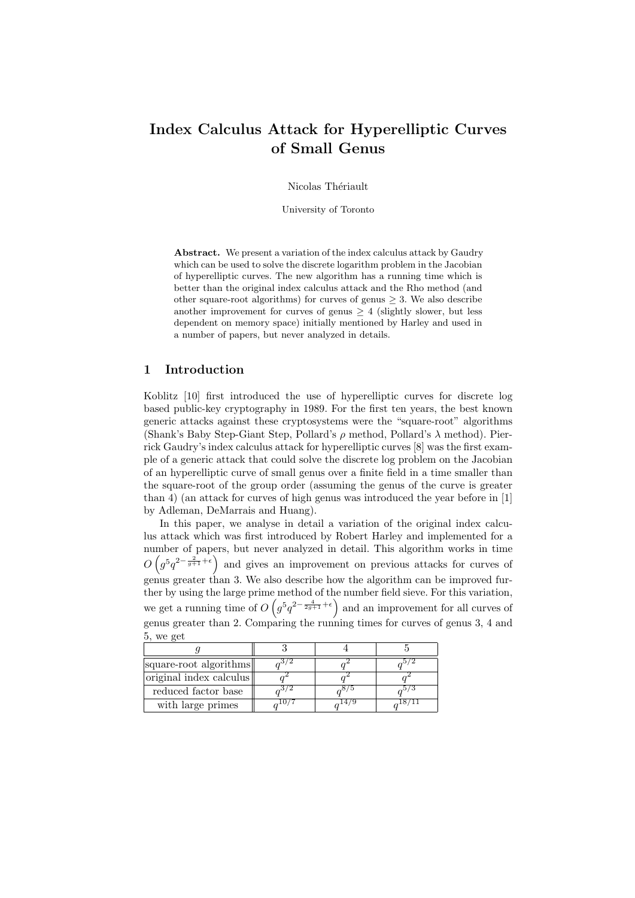# Index Calculus Attack for Hyperelliptic Curves of Small Genus

Nicolas Thériault

University of Toronto

**Abstract.** We present a variation of the index calculus attack by Gaudry which can be used to solve the discrete logarithm problem in the Jacobian of hyperelliptic curves. The new algorithm has a running time which is better than the original index calculus attack and the Rho method (and other square-root algorithms) for curves of genus $\geq 3$. We also describe another improvement for curves of genus $\geq 4$ (slightly slower, but less dependent on memory space) initially mentioned by Harley and used in a number of papers, but never analyzed in details.

## 1 Introduction

Koblitz [10] first introduced the use of hyperelliptic curves for discrete log based public-key cryptography in 1989. For the first ten years, the best known generic attacks against these cryptosystems were the "square-root" algorithms (Shank's Baby Step-Giant Step, Pollard's $\rho$ method, Pollard's $\lambda$ method). Pierrick Gaudry's index calculus attack for hyperelliptic curves [8] was the first example of a generic attack that could solve the discrete log problem on the Jacobian of an hyperelliptic curve of small genus over a finite field in a time smaller than the square-root of the group order (assuming the genus of the curve is greater than 4) (an attack for curves of high genus was introduced the year before in [1] by Adleman, DeMarrais and Huang).

In this paper, we analyse in detail a variation of the original index calculus attack which was first introduced by Robert Harley and implemented for a number of papers, but never analyzed in detail. This algorithm works in time $O\left(g^5 q^{2-\frac{2}{g+1}+\epsilon}\right)$ and gives an improvement on previous attacks for curves of genus greater than 3. We also describe how the algorithm can be improved further by using the large prime method of the number field sieve. For this variation, we get a running time of $O\left(g^5 q^{2-\frac{4}{2g+1}+\epsilon}\right)$ and an improvement for all curves of genus greater than 2. Comparing the running times for curves of genus 3, 4 and 5, we get

| $g$ | 3 | 4 | 5 |
|---|---|---|---|
| square-root algorithms | $q^{3/2}$ | $q^2$ | $q^{5/2}$ |
| original index calculus | $q^2$ | $q^2$ | $q^2$ |
| reduced factor base | $q^{3/2}$ | $q^{8/5}$ | $q^{5/3}$ |
| with large primes | $q^{10/7}$ | $q^{14/9}$ | $q^{18/11}$ |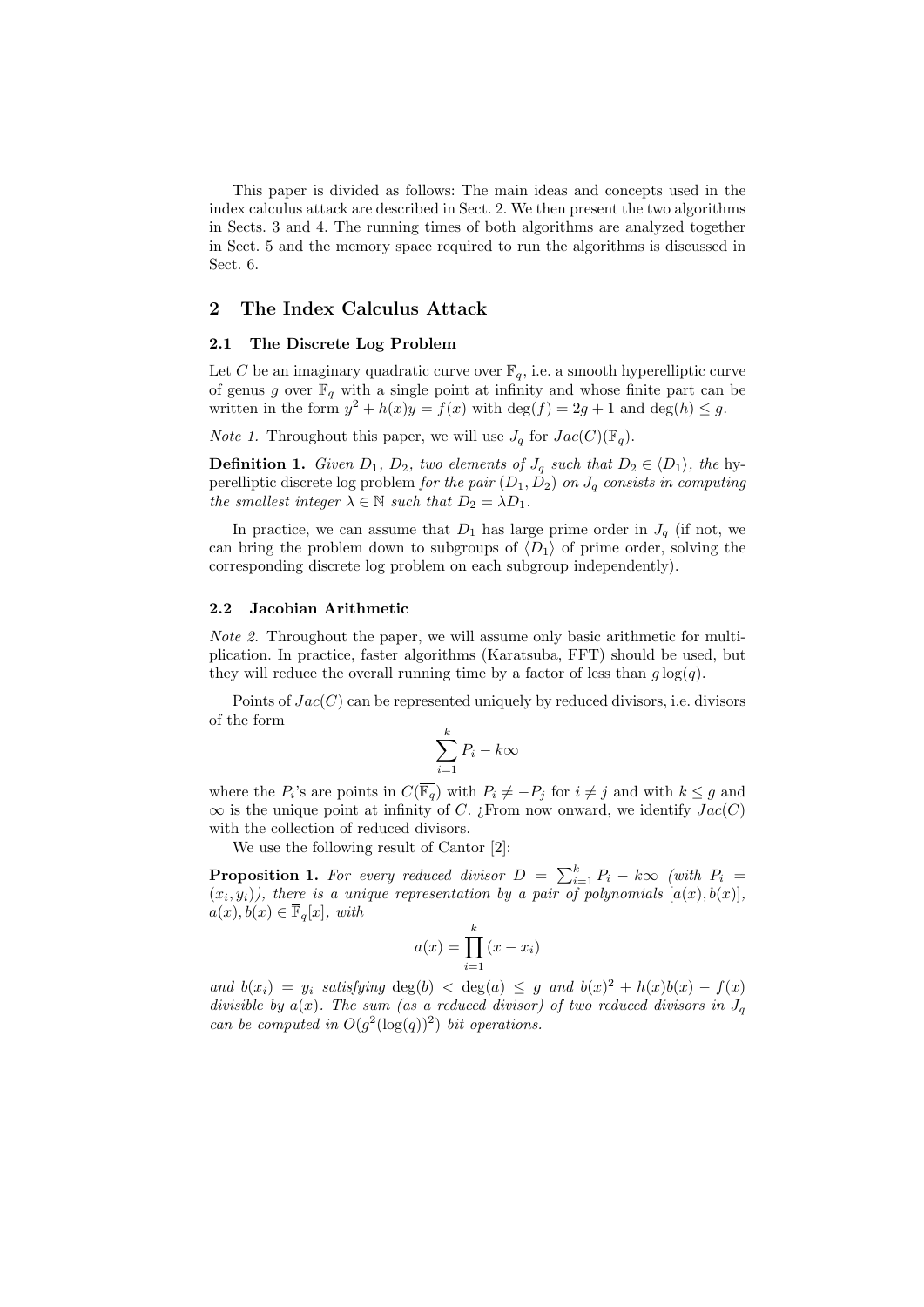This paper is divided as follows: The main ideas and concepts used in the index calculus attack are described in Sect. 2. We then present the two algorithms in Sects. 3 and 4. The running times of both algorithms are analyzed together in Sect. 5 and the memory space required to run the algorithms is discussed in Sect. 6.

## 2 The Index Calculus Attack

### 2.1 The Discrete Log Problem

Let $C$ be an imaginary quadratic curve over $\mathbb{F}_q$, i.e. a smooth hyperelliptic curve of genus $g$ over $\mathbb{F}_q$ with a single point at infinity and whose finite part can be written in the form $y^2 + h(x)y = f(x)$ with $\deg(f) = 2g + 1$ and $\deg(h) \leq g$.

*Note 1.* Throughout this paper, we will use $J_q$ for $Jac(C)(\mathbb{F}_q)$.

**Definition 1.** *Given $D_1$, $D_2$, two elements of $J_q$ such that $D_2 \in \langle D_1 \rangle$, the* hyperelliptic discrete log problem *for the pair $(D_1, D_2)$ on $J_q$ consists in computing the smallest integer $\lambda \in \mathbb{N}$ such that $D_2 = \lambda D_1$.*

In practice, we can assume that $D_1$ has large prime order in $J_q$ (if not, we can bring the problem down to subgroups of $\langle D_1 \rangle$ of prime order, solving the corresponding discrete log problem on each subgroup independently).

### 2.2 Jacobian Arithmetic

*Note 2.* Throughout the paper, we will assume only basic arithmetic for multiplication. In practice, faster algorithms (Karatsuba, FFT) should be used, but they will reduce the overall running time by a factor of less than $g\log(q)$.

Points of $Jac(C)$ can be represented uniquely by reduced divisors, i.e. divisors of the form

$$\sum_{i=1}^{k} P_i - k\infty$$

where the $P_i$'s are points in $C(\overline{\mathbb{F}_q})$ with $P_i \neq -P_j$ for $i \neq j$ and with $k \leq g$ and $\infty$ is the unique point at infinity of $C$. ¿From now onward, we identify $Jac(C)$ with the collection of reduced divisors.

We use the following result of Cantor [2]:

**Proposition 1.** *For every reduced divisor $D = \sum_{i=1}^{k} P_i - k\infty$ (with $P_i = (x_i, y_i)$), there is a unique representation by a pair of polynomials $[a(x), b(x)]$, $a(x), b(x) \in \overline{\mathbb{F}}_q[x]$, with*

$$a(x) = \prod_{i=1}^{k} (x - x_i)$$

*and $b(x_i) = y_i$ satisfying $\deg(b) < \deg(a) \leq g$ and $b(x)^2 + h(x)b(x) - f(x)$ divisible by $a(x)$. The sum (as a reduced divisor) of two reduced divisors in $J_q$ can be computed in $O(g^2(\log(q))^2)$ bit operations.*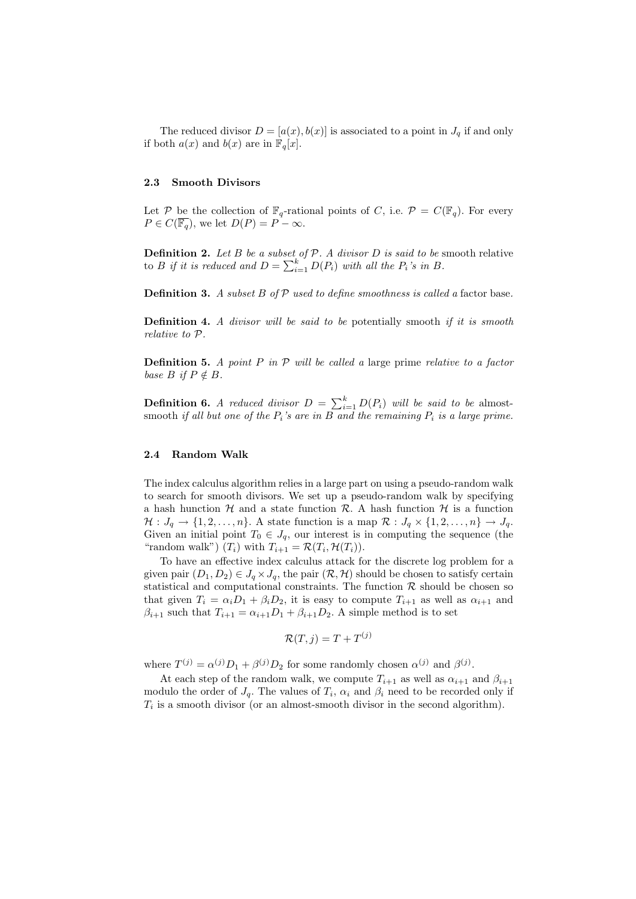The reduced divisor $D = [a(x), b(x)]$ is associated to a point in $J_q$ if and only if both $a(x)$ and $b(x)$ are in $\mathbb{F}_q[x]$.

### 2.3 Smooth Divisors

Let $\mathcal{P}$ be the collection of $\mathbb{F}_q$-rational points of $C$, i.e. $\mathcal{P} = C(\mathbb{F}_q)$. For every $P \in C(\overline{\mathbb{F}_q})$, we let $D(P) = P - \infty$.

**Definition 2.** *Let $B$ be a subset of $\mathcal{P}$. A divisor $D$ is said to be* smooth relative to $B$ *if it is reduced and $D = \sum_{i=1}^{k} D(P_i)$ with all the $P_i$'s in $B$.*

**Definition 3.** *A subset $B$ of $\mathcal{P}$ used to define smoothness is called a* factor base.

**Definition 4.** *A divisor will be said to be* potentially smooth *if it is smooth relative to $\mathcal{P}$.*

**Definition 5.** *A point $P$ in $\mathcal{P}$ will be called a* large prime *relative to a factor base $B$ if $P \notin B$.*

**Definition 6.** *A reduced divisor $D = \sum_{i=1}^{k} D(P_i)$ will be said to be* almost-smooth *if all but one of the $P_i$'s are in $B$ and the remaining $P_i$ is a large prime.*

### 2.4 Random Walk

The index calculus algorithm relies in a large part on using a pseudo-random walk to search for smooth divisors. We set up a pseudo-random walk by specifying a hash hunction $\mathcal{H}$ and a state function $\mathcal{R}$. A hash function $\mathcal{H}$ is a function $\mathcal{H} : J_q \to \{1, 2, \ldots, n\}$. A state function is a map $\mathcal{R} : J_q \times \{1, 2, \ldots, n\} \to J_q$. Given an initial point $T_0 \in J_q$, our interest is in computing the sequence (the "random walk") $(T_i)$ with $T_{i+1} = \mathcal{R}(T_i, \mathcal{H}(T_i))$.

To have an effective index calculus attack for the discrete log problem for a given pair $(D_1, D_2) \in J_q \times J_q$, the pair $(\mathcal{R}, \mathcal{H})$ should be chosen to satisfy certain statistical and computational constraints. The function $\mathcal{R}$ should be chosen so that given $T_i = \alpha_i D_1 + \beta_i D_2$, it is easy to compute $T_{i+1}$ as well as $\alpha_{i+1}$ and $\beta_{i+1}$ such that $T_{i+1} = \alpha_{i+1} D_1 + \beta_{i+1} D_2$. A simple method is to set

$$\mathcal{R}(T, j) = T + T^{(j)}$$

where $T^{(j)} = \alpha^{(j)} D_1 + \beta^{(j)} D_2$ for some randomly chosen $\alpha^{(j)}$ and $\beta^{(j)}$.

At each step of the random walk, we compute $T_{i+1}$ as well as $\alpha_{i+1}$ and $\beta_{i+1}$ modulo the order of $J_q$. The values of $T_i$, $\alpha_i$ and $\beta_i$ need to be recorded only if $T_i$ is a smooth divisor (or an almost-smooth divisor in the second algorithm).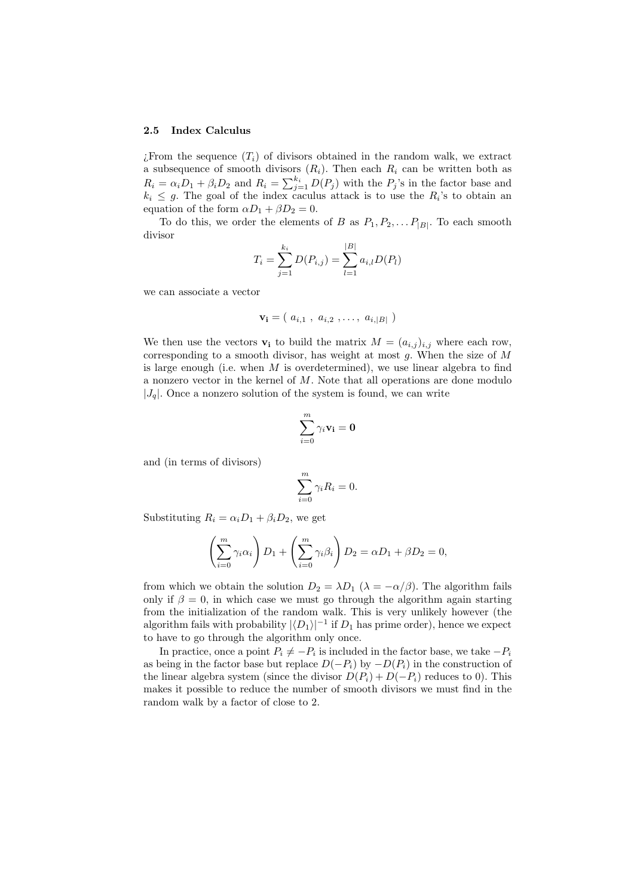### 2.5 Index Calculus

¿From the sequence $(T_i)$ of divisors obtained in the random walk, we extract a subsequence of smooth divisors $(R_i)$. Then each $R_i$ can be written both as $R_i = \alpha_i D_1 + \beta_i D_2$ and $R_i = \sum_{j=1}^{k_i} D(P_j)$ with the $P_j$'s in the factor base and $k_i \leq g$. The goal of the index caculus attack is to use the $R_i$'s to obtain an equation of the form $\alpha D_1 + \beta D_2 = 0$.

To do this, we order the elements of $B$ as $P_1, P_2, \ldots P_{|B|}$. To each smooth divisor

$$T_i = \sum_{j=1}^{k_i} D(P_{i,j}) = \sum_{l=1}^{|B|} a_{i,l} D(P_l)$$

we can associate a vector

$$\mathbf{v_i} = (\ a_{i,1}\ ,\ a_{i,2}\ , \ldots ,\ a_{i,|B|}\ )$$

We then use the vectors $\mathbf{v_i}$ to build the matrix $M = (a_{i,j})_{i,j}$ where each row, corresponding to a smooth divisor, has weight at most $g$. When the size of $M$ is large enough (i.e. when $M$ is overdetermined), we use linear algebra to find a nonzero vector in the kernel of $M$. Note that all operations are done modulo $|J_q|$. Once a nonzero solution of the system is found, we can write

$$\sum_{i=0}^{m} \gamma_i \mathbf{v_i} = \mathbf{0}$$

and (in terms of divisors)

$$\sum_{i=0}^{m} \gamma_i R_i = 0.$$

Substituting $R_i = \alpha_i D_1 + \beta_i D_2$, we get

$$\left( \sum_{i=0}^{m} \gamma_i \alpha_i \right) D_1 + \left( \sum_{i=0}^{m} \gamma_i \beta_i \right) D_2 = \alpha D_1 + \beta D_2 = 0,$$

from which we obtain the solution $D_2 = \lambda D_1$ ($\lambda = -\alpha/\beta$). The algorithm fails only if $\beta = 0$, in which case we must go through the algorithm again starting from the initialization of the random walk. This is very unlikely however (the algorithm fails with probability $|\langle D_1 \rangle|^{-1}$ if $D_1$ has prime order), hence we expect to have to go through the algorithm only once.

In practice, once a point $P_i \neq -P_i$ is included in the factor base, we take $-P_i$ as being in the factor base but replace $D(-P_i)$ by $-D(P_i)$ in the construction of the linear algebra system (since the divisor $D(P_i) + D(-P_i)$ reduces to 0). This makes it possible to reduce the number of smooth divisors we must find in the random walk by a factor of close to 2.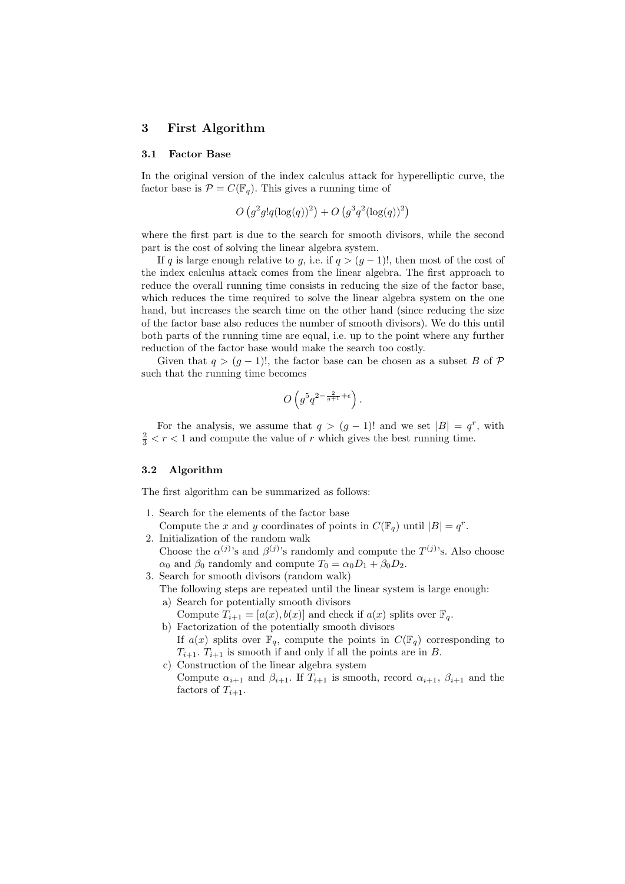## 3 First Algorithm

### 3.1 Factor Base

In the original version of the index calculus attack for hyperelliptic curve, the factor base is $\mathcal{P} = C(\mathbb{F}_q)$. This gives a running time of

$$O\left(g^2 g! q (\log(q))^2\right) + O\left(g^3 q^2 (\log(q))^2\right)$$

where the first part is due to the search for smooth divisors, while the second part is the cost of solving the linear algebra system.

If $q$ is large enough relative to $g$, i.e. if $q > (g-1)!$, then most of the cost of the index calculus attack comes from the linear algebra. The first approach to reduce the overall running time consists in reducing the size of the factor base, which reduces the time required to solve the linear algebra system on the one hand, but increases the search time on the other hand (since reducing the size of the factor base also reduces the number of smooth divisors). We do this until both parts of the running time are equal, i.e. up to the point where any further reduction of the factor base would make the search too costly.

Given that $q > (g-1)!$, the factor base can be chosen as a subset $B$ of $\mathcal{P}$ such that the running time becomes

$$O\left(g^5 q^{2-\frac{2}{g+1}+\epsilon}\right).$$

For the analysis, we assume that $q > (g-1)!$ and we set $|B| = q^r$, with $\frac{2}{3} < r < 1$ and compute the value of $r$ which gives the best running time.

### 3.2 Algorithm

The first algorithm can be summarized as follows:

1. Search for the elements of the factor base
   Compute the $x$ and $y$ coordinates of points in $C(\mathbb{F}_q)$ until $|B| = q^r$.
2. Initialization of the random walk
   Choose the $\alpha^{(j)}$'s and $\beta^{(j)}$'s randomly and compute the $T^{(j)}$'s. Also choose $\alpha_0$ and $\beta_0$ randomly and compute $T_0 = \alpha_0 D_1 + \beta_0 D_2$.
3. Search for smooth divisors (random walk)
   The following steps are repeated until the linear system is large enough:
   a) Search for potentially smooth divisors
      Compute $T_{i+1} = [a(x), b(x)]$ and check if $a(x)$ splits over $\mathbb{F}_q$.
   b) Factorization of the potentially smooth divisors
      If $a(x)$ splits over $\mathbb{F}_q$, compute the points in $C(\mathbb{F}_q)$ corresponding to $T_{i+1}$. $T_{i+1}$ is smooth if and only if all the points are in $B$.
   c) Construction of the linear algebra system
      Compute $\alpha_{i+1}$ and $\beta_{i+1}$. If $T_{i+1}$ is smooth, record $\alpha_{i+1}$, $\beta_{i+1}$ and the factors of $T_{i+1}$.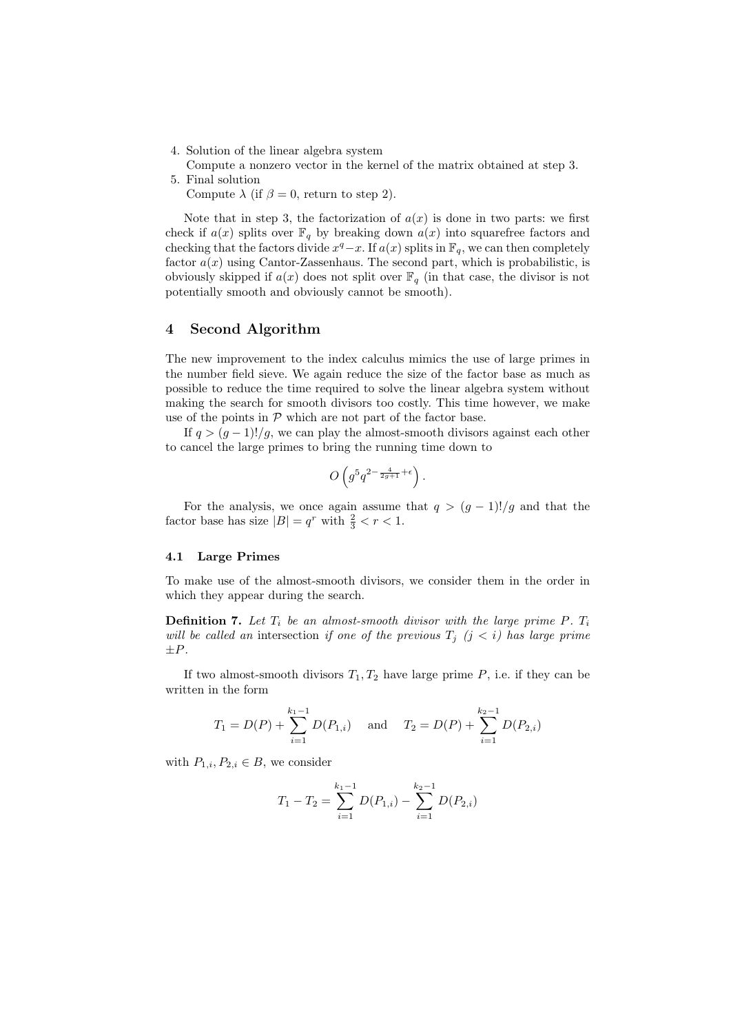4. Solution of the linear algebra system
   Compute a nonzero vector in the kernel of the matrix obtained at step 3.
5. Final solution
   Compute $\lambda$ (if $\beta = 0$, return to step 2).

Note that in step 3, the factorization of $a(x)$ is done in two parts: we first check if $a(x)$ splits over $\mathbb{F}_q$ by breaking down $a(x)$ into squarefree factors and checking that the factors divide $x^q - x$. If $a(x)$ splits in $\mathbb{F}_q$, we can then completely factor $a(x)$ using Cantor-Zassenhaus. The second part, which is probabilistic, is obviously skipped if $a(x)$ does not split over $\mathbb{F}_q$ (in that case, the divisor is not potentially smooth and obviously cannot be smooth).

## 4 Second Algorithm

The new improvement to the index calculus mimics the use of large primes in the number field sieve. We again reduce the size of the factor base as much as possible to reduce the time required to solve the linear algebra system without making the search for smooth divisors too costly. This time however, we make use of the points in $\mathcal{P}$ which are not part of the factor base.

If $q > (g-1)!/g$, we can play the almost-smooth divisors against each other to cancel the large primes to bring the running time down to

$$O\left(g^5 q^{2 - \frac{4}{2g+1} + \epsilon}\right).$$

For the analysis, we once again assume that $q > (g-1)!/g$ and that the factor base has size $|B| = q^r$ with $\frac{2}{3} < r < 1$.

### 4.1 Large Primes

To make use of the almost-smooth divisors, we consider them in the order in which they appear during the search.

**Definition 7.** *Let $T_i$ be an almost-smooth divisor with the large prime $P$. $T_i$ will be called an* intersection *if one of the previous $T_j$ ($j < i$) has large prime $\pm P$.*

If two almost-smooth divisors $T_1, T_2$ have large prime $P$, i.e. if they can be written in the form

$$T_1 = D(P) + \sum_{i=1}^{k_1 - 1} D(P_{1,i}) \quad \text{and} \quad T_2 = D(P) + \sum_{i=1}^{k_2 - 1} D(P_{2,i})$$

with $P_{1,i}, P_{2,i} \in B$, we consider

$$T_1 - T_2 = \sum_{i=1}^{k_1 - 1} D(P_{1,i}) - \sum_{i=1}^{k_2 - 1} D(P_{2,i})$$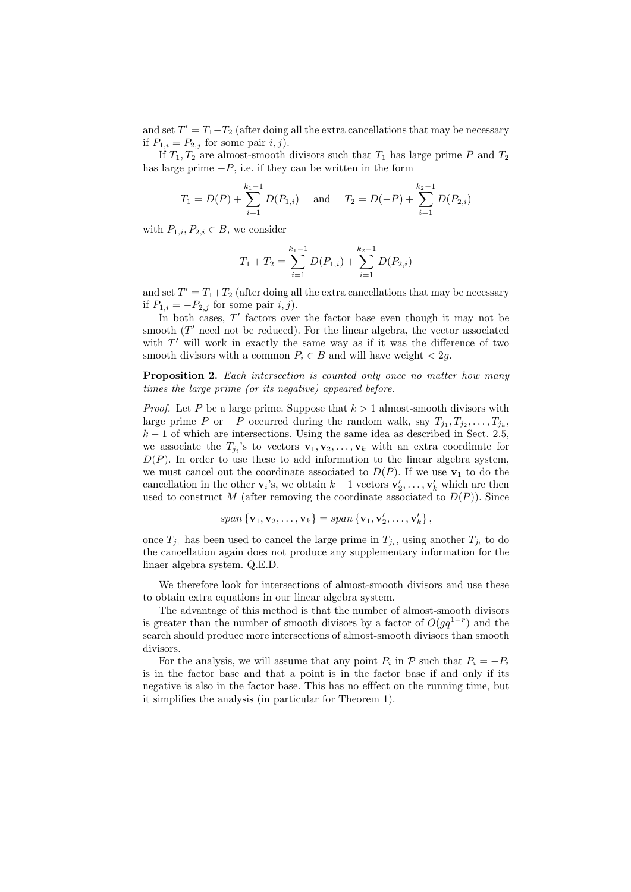and set $T' = T_1 - T_2$ (after doing all the extra cancellations that may be necessary if $P_{1,i} = P_{2,j}$ for some pair $i, j$).

If $T_1, T_2$ are almost-smooth divisors such that $T_1$ has large prime $P$ and $T_2$ has large prime $-P$, i.e. if they can be written in the form

$$T_1 = D(P) + \sum_{i=1}^{k_1-1} D(P_{1,i}) \quad \text{and} \quad T_2 = D(-P) + \sum_{i=1}^{k_2-1} D(P_{2,i})$$

with $P_{1,i}, P_{2,i} \in B$, we consider

$$T_1 + T_2 = \sum_{i=1}^{k_1-1} D(P_{1,i}) + \sum_{i=1}^{k_2-1} D(P_{2,i})$$

and set $T' = T_1 + T_2$ (after doing all the extra cancellations that may be necessary if $P_{1,i} = -P_{2,j}$ for some pair $i, j$).

In both cases, $T'$ factors over the factor base even though it may not be smooth ($T'$ need not be reduced). For the linear algebra, the vector associated with $T'$ will work in exactly the same way as if it was the difference of two smooth divisors with a common $P_i \in B$ and will have weight $< 2g$.

**Proposition 2.** *Each intersection is counted only once no matter how many times the large prime (or its negative) appeared before.*

*Proof.* Let $P$ be a large prime. Suppose that $k > 1$ almost-smooth divisors with large prime $P$ or $-P$ occurred during the random walk, say $T_{j_1}, T_{j_2}, \ldots, T_{j_k}$, $k-1$ of which are intersections. Using the same idea as described in Sect. 2.5, we associate the $T_{j_i}$'s to vectors $\mathbf{v}_1, \mathbf{v}_2, \ldots, \mathbf{v}_k$ with an extra coordinate for $D(P)$. In order to use these to add information to the linear algebra system, we must cancel out the coordinate associated to $D(P)$. If we use $\mathbf{v}_1$ to do the cancellation in the other $\mathbf{v}_i$'s, we obtain $k-1$ vectors $\mathbf{v}'_2, \ldots, \mathbf{v}'_k$ which are then used to construct $M$ (after removing the coordinate associated to $D(P)$). Since

$$span\left\{\mathbf{v}_1, \mathbf{v}_2, \ldots, \mathbf{v}_k\right\} = span\left\{\mathbf{v}_1, \mathbf{v}'_2, \ldots, \mathbf{v}'_k\right\},$$

once $T_{j_1}$ has been used to cancel the large prime in $T_{j_i}$, using another $T_{j_l}$ to do the cancellation again does not produce any supplementary information for the linaer algebra system. Q.E.D.

We therefore look for intersections of almost-smooth divisors and use these to obtain extra equations in our linear algebra system.

The advantage of this method is that the number of almost-smooth divisors is greater than the number of smooth divisors by a factor of $O(gq^{1-r})$ and the search should produce more intersections of almost-smooth divisors than smooth divisors.

For the analysis, we will assume that any point $P_i$ in $\mathcal{P}$ such that $P_i = -P_i$ is in the factor base and that a point is in the factor base if and only if its negative is also in the factor base. This has no efffect on the running time, but it simplifies the analysis (in particular for Theorem 1).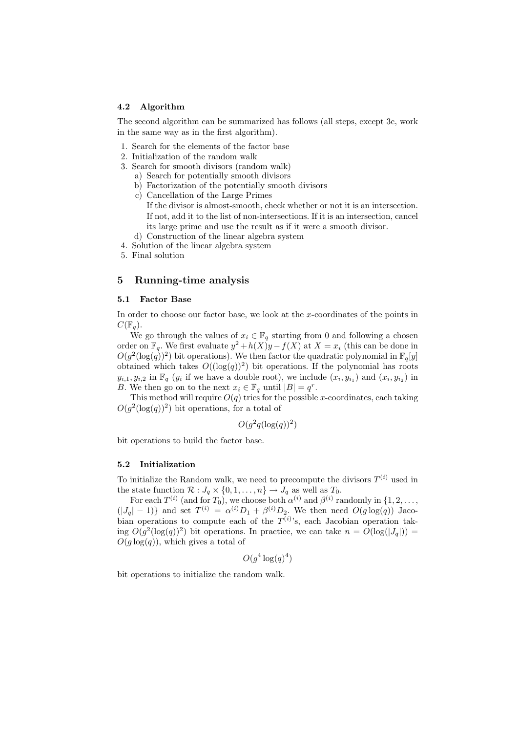### 4.2 Algorithm

The second algorithm can be summarized has follows (all steps, except 3c, work in the same way as in the first algorithm).

1. Search for the elements of the factor base
2. Initialization of the random walk
3. Search for smooth divisors (random walk)
   a) Search for potentially smooth divisors
   b) Factorization of the potentially smooth divisors
   c) Cancellation of the Large Primes
      If the divisor is almost-smooth, check whether or not it is an intersection. If not, add it to the list of non-intersections. If it is an intersection, cancel its large prime and use the result as if it were a smooth divisor.
   d) Construction of the linear algebra system
4. Solution of the linear algebra system
5. Final solution

## 5 Running-time analysis

### 5.1 Factor Base

In order to choose our factor base, we look at the $x$-coordinates of the points in $C(\mathbb{F}_q)$.

We go through the values of $x_i \in \mathbb{F}_q$ starting from 0 and following a chosen order on $\mathbb{F}_q$. We first evaluate $y^2 + h(X)y - f(X)$ at $X = x_i$ (this can be done in $O(g^2(\log(q))^2)$ bit operations). We then factor the quadratic polynomial in $\mathbb{F}_q[y]$ obtained which takes $O((\log(q))^2)$ bit operations. If the polynomial has roots $y_{i,1}, y_{i,2}$ in $\mathbb{F}_q$ ($y_i$ if we have a double root), we include $(x_i, y_{i_1})$ and $(x_i, y_{i_2})$ in $B$. We then go on to the next $x_i \in \mathbb{F}_q$ until $|B| = q^r$.

This method will require $O(q)$ tries for the possible $x$-coordinates, each taking $O(g^2(\log(q))^2)$ bit operations, for a total of

$$O(g^2 q(\log(q))^2)$$

bit operations to build the factor base.

### 5.2 Initialization

To initialize the Random walk, we need to precompute the divisors $T^{(i)}$ used in the state function $\mathcal{R} : J_q \times \{0, 1, \ldots, n\} \to J_q$ as well as $T_0$.

For each $T^{(i)}$ (and for $T_0$), we choose both $\alpha^{(i)}$ and $\beta^{(i)}$ randomly in $\{1, 2, \ldots, (|J_q| - 1)\}$ and set $T^{(i)} = \alpha^{(i)} D_1 + \beta^{(i)} D_2$. We then need $O(g \log(q))$ Jacobian operations to compute each of the $T^{(i)}$'s, each Jacobian operation taking $O(g^2(\log(q))^2)$ bit operations. In practice, we can take $n = O(\log(|J_q|)) = O(g \log(q))$, which gives a total of

$$O(g^4 \log(q)^4)$$

bit operations to initialize the random walk.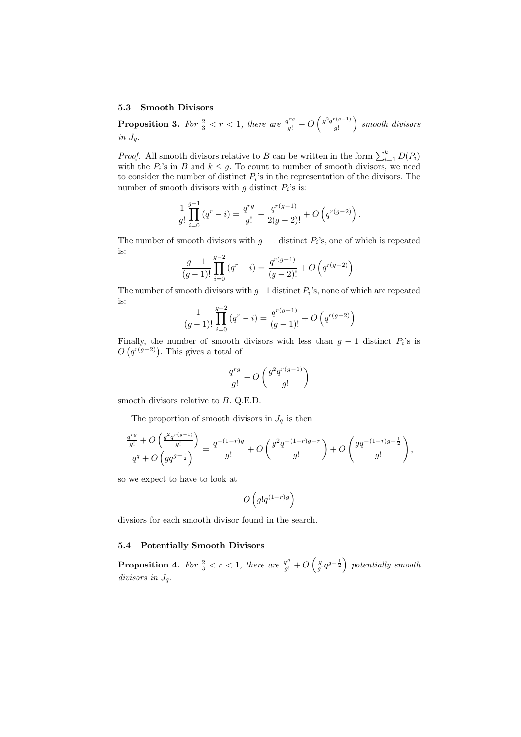### 5.3 Smooth Divisors

**Proposition 3.** *For $\frac{2}{3} < r < 1$, there are $\frac{q^{rg}}{g!} + O\left(\frac{g^2 q^{r(g-1)}}{g!}\right)$ smooth divisors in $J_q$.*

*Proof.* All smooth divisors relative to $B$ can be written in the form $\sum_{i=1}^{k} D(P_i)$ with the $P_i$'s in $B$ and $k \leq g$. To count to number of smooth divisors, we need to consider the number of distinct $P_i$'s in the representation of the divisors. The number of smooth divisors with $g$ distinct $P_i$'s is:

$$\frac{1}{g!} \prod_{i=0}^{g-1} (q^r - i) = \frac{q^{rg}}{g!} - \frac{q^{r(g-1)}}{2(g-2)!} + O\left(q^{r(g-2)}\right).$$

The number of smooth divisors with $g-1$ distinct $P_i$'s, one of which is repeated is:

$$\frac{g-1}{(g-1)!} \prod_{i=0}^{g-2} (q^r - i) = \frac{q^{r(g-1)}}{(g-2)!} + O\left(q^{r(g-2)}\right).$$

The number of smooth divisors with $g-1$ distinct $P_i$'s, none of which are repeated is:

$$\frac{1}{(g-1)!} \prod_{i=0}^{g-2} (q^r - i) = \frac{q^{r(g-1)}}{(g-1)!} + O\left(q^{r(g-2)}\right)$$

Finally, the number of smooth divisors with less than $g-1$ distinct $P_i$'s is $O\left(q^{r(g-2)}\right)$. This gives a total of

$$\frac{q^{rg}}{g!} + O\left(\frac{g^2 q^{r(g-1)}}{g!}\right)$$

smooth divisors relative to $B$. Q.E.D.

The proportion of smooth divisors in $J_q$ is then

$$\frac{\frac{q^{rg}}{g!} + O\left(\frac{g^2 q^{r(g-1)}}{g!}\right)}{q^g + O\left(g q^{g-\frac{1}{2}}\right)} = \frac{q^{-(1-r)g}}{g!} + O\left(\frac{g^2 q^{-(1-r)g-r}}{g!}\right) + O\left(\frac{g q^{-(1-r)g-\frac{1}{2}}}{g!}\right),$$

so we expect to have to look at

$$O\left(g! q^{(1-r)g}\right)$$

divsiors for each smooth divisor found in the search.

### 5.4 Potentially Smooth Divisors

**Proposition 4.** *For $\frac{2}{3} < r < 1$, there are $\frac{q^g}{g!} + O\left(\frac{g}{g!} q^{g-\frac{1}{2}}\right)$ potentially smooth divisors in $J_q$.*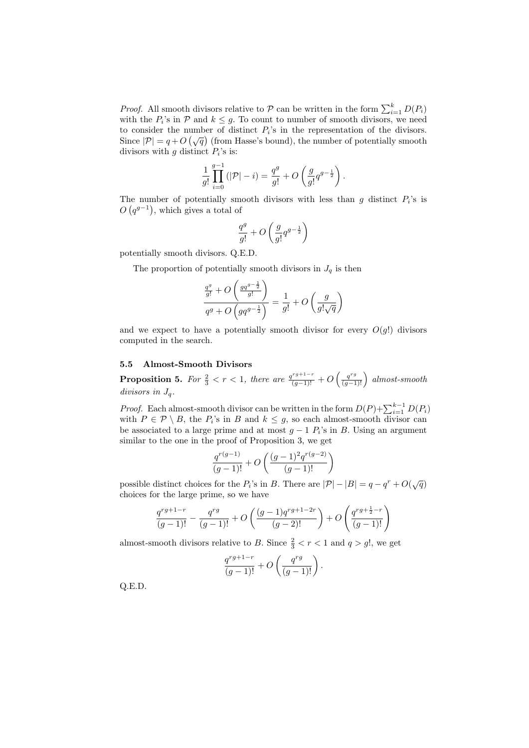*Proof.* All smooth divisors relative to $\mathcal{P}$ can be written in the form $\sum_{i=1}^{k} D(P_i)$ with the $P_i$'s in $\mathcal{P}$ and $k \leq g$. To count to number of smooth divisors, we need to consider the number of distinct $P_i$'s in the representation of the divisors. Since $|\mathcal{P}| = q + O\left(\sqrt{q}\right)$ (from Hasse's bound), the number of potentially smooth divisors with $g$ distinct $P_i$'s is:

$$\frac{1}{g!}\prod_{i=0}^{g-1}\left(|\mathcal{P}| - i\right) = \frac{q^g}{g!} + O\left(\frac{g}{g!}q^{g-\frac{1}{2}}\right).$$

The number of potentially smooth divisors with less than $g$ distinct $P_i$'s is $O\left(q^{g-1}\right)$, which gives a total of

$$\frac{q^g}{g!} + O\left(\frac{g}{g!}q^{g-\frac{1}{2}}\right)$$

potentially smooth divisors. Q.E.D.

The proportion of potentially smooth divisors in $J_q$ is then

$$\frac{\frac{q^g}{g!} + O\left(\frac{gq^{g-\frac{1}{2}}}{g!}\right)}{q^g + O\left(gq^{g-\frac{1}{2}}\right)} = \frac{1}{g!} + O\left(\frac{g}{g!\sqrt{q}}\right)$$

and we expect to have a potentially smooth divisor for every $O(g!)$ divisors computed in the search.

### 5.5 Almost-Smooth Divisors

**Proposition 5.** *For $\frac{2}{3} < r < 1$, there are $\frac{q^{rg+1-r}}{(g-1)!} + O\left(\frac{q^{rg}}{(g-1)!}\right)$ almost-smooth divisors in $J_q$.*

*Proof.* Each almost-smooth divisor can be written in the form $D(P)+\sum_{i=1}^{k-1} D(P_i)$ with $P \in \mathcal{P} \setminus B$, the $P_i$'s in $B$ and $k \leq g$, so each almost-smooth divisor can be associated to a large prime and at most $g-1$ $P_i$'s in $B$. Using an argument similar to the one in the proof of Proposition 3, we get

$$\frac{q^{r(g-1)}}{(g-1)!} + O\left(\frac{(g-1)^2 q^{r(g-2)}}{(g-1)!}\right)$$

possible distinct choices for the $P_i$'s in $B$. There are $|\mathcal{P}| - |B| = q - q^r + O(\sqrt{q})$ choices for the large prime, so we have

$$\frac{q^{rg+1-r}}{(g-1)!} - \frac{q^{rg}}{(g-1)!} + O\left(\frac{(g-1)q^{rg+1-2r}}{(g-2)!}\right) + O\left(\frac{q^{rg+\frac{1}{2}-r}}{(g-1)!}\right)$$

almost-smooth divisors relative to $B$. Since $\frac{2}{3} < r < 1$ and $q > g!$, we get

$$\frac{q^{rg+1-r}}{(g-1)!} + O\left(\frac{q^{rg}}{(g-1)!}\right).$$

Q.E.D.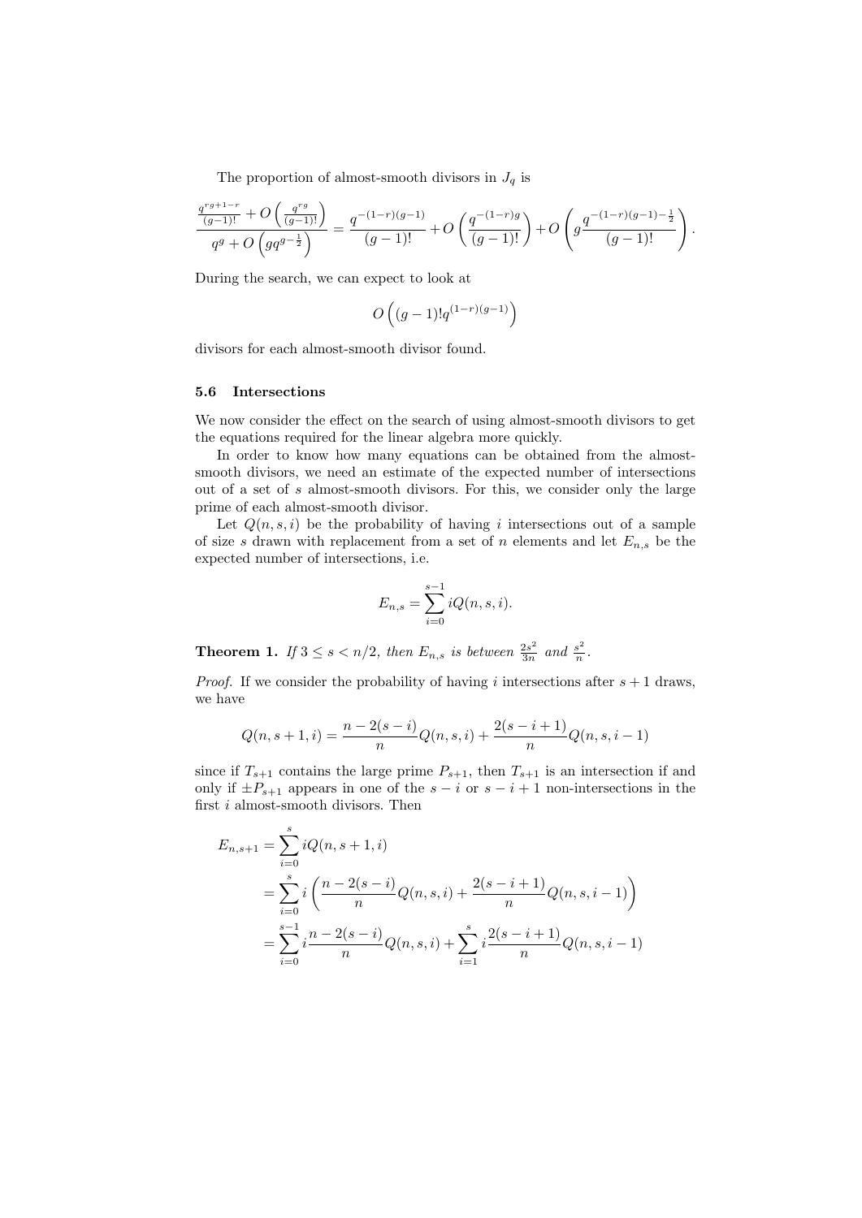The proportion of almost-smooth divisors in $J_q$ is

$$\frac{\frac{q^{rg+1-r}}{(g-1)!} + O\left(\frac{q^{rg}}{(g-1)!}\right)}{q^g + O\left(gq^{g-\frac{1}{2}}\right)} = \frac{q^{-(1-r)(g-1)}}{(g-1)!} + O\left(\frac{q^{-(1-r)g}}{(g-1)!}\right) + O\left(g\frac{q^{-(1-r)(g-1)-\frac{1}{2}}}{(g-1)!}\right).$$

During the search, we can expect to look at

$$O\left((g-1)!q^{(1-r)(g-1)}\right)$$

divisors for each almost-smooth divisor found.

### 5.6 Intersections

We now consider the effect on the search of using almost-smooth divisors to get the equations required for the linear algebra more quickly.

In order to know how many equations can be obtained from the almost-smooth divisors, we need an estimate of the expected number of intersections out of a set of $s$ almost-smooth divisors. For this, we consider only the large prime of each almost-smooth divisor.

Let $Q(n, s, i)$ be the probability of having $i$ intersections out of a sample of size $s$ drawn with replacement from a set of $n$ elements and let $E_{n,s}$ be the expected number of intersections, i.e.

$$E_{n,s} = \sum_{i=0}^{s-1} iQ(n, s, i).$$

**Theorem 1.** *If $3 \leq s < n/2$, then $E_{n,s}$ is between $\frac{2s^2}{3n}$ and $\frac{s^2}{n}$.*

*Proof.* If we consider the probability of having $i$ intersections after $s+1$ draws, we have

$$Q(n, s+1, i) = \frac{n - 2(s-i)}{n}Q(n, s, i) + \frac{2(s-i+1)}{n}Q(n, s, i-1)$$

since if $T_{s+1}$ contains the large prime $P_{s+1}$, then $T_{s+1}$ is an intersection if and only if $\pm P_{s+1}$ appears in one of the $s-i$ or $s-i+1$ non-intersections in the first $i$ almost-smooth divisors. Then

$$\begin{aligned}
E_{n,s+1} &= \sum_{i=0}^{s} iQ(n, s+1, i) \\
&= \sum_{i=0}^{s} i\left(\frac{n-2(s-i)}{n}Q(n, s, i) + \frac{2(s-i+1)}{n}Q(n, s, i-1)\right) \\
&= \sum_{i=0}^{s-1} i\frac{n-2(s-i)}{n}Q(n, s, i) + \sum_{i=1}^{s} i\frac{2(s-i+1)}{n}Q(n, s, i-1)
\end{aligned}$$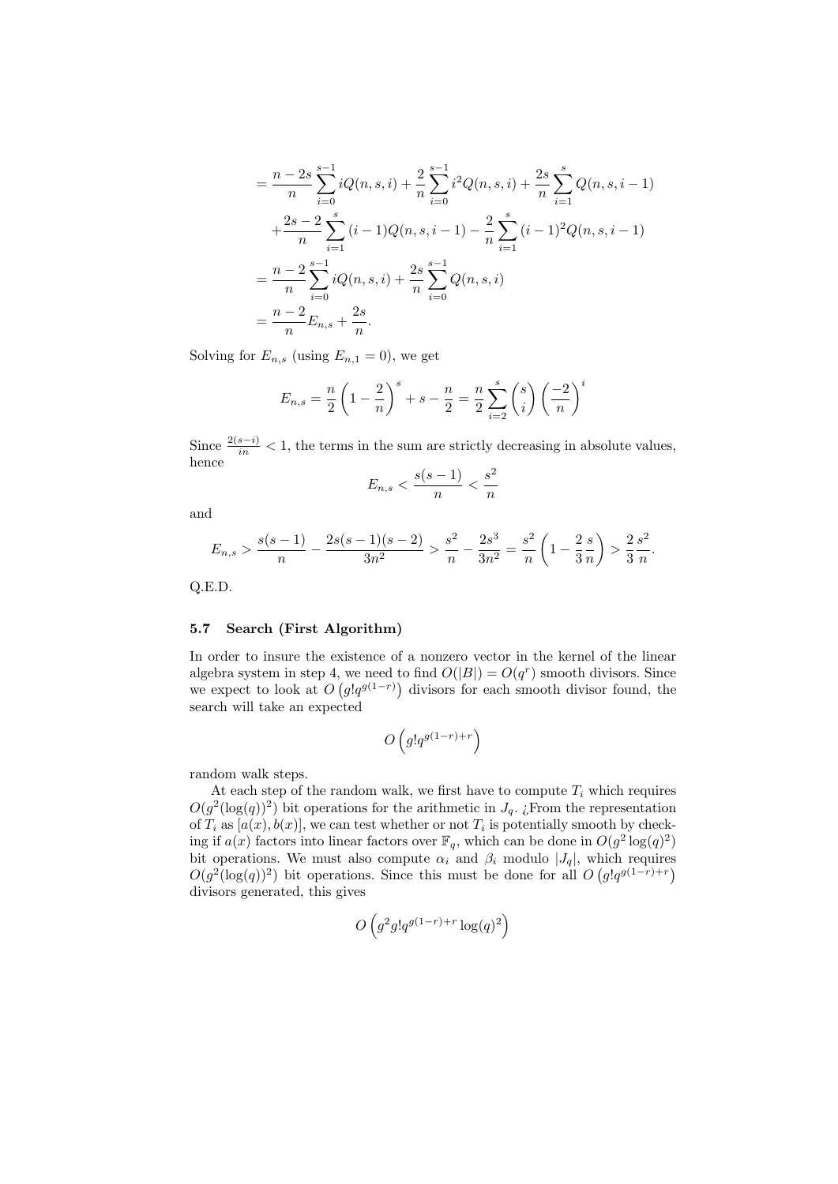$$= \frac{n-2s}{n}\sum_{i=0}^{s-1} iQ(n,s,i) + \frac{2}{n}\sum_{i=0}^{s-1} i^2 Q(n,s,i) + \frac{2s}{n}\sum_{i=1}^{s} Q(n,s,i-1)$$

$$+\frac{2s-2}{n}\sum_{i=1}^{s}(i-1)Q(n,s,i-1) - \frac{2}{n}\sum_{i=1}^{s}(i-1)^2 Q(n,s,i-1)$$

$$= \frac{n-2}{n}\sum_{i=0}^{s-1} iQ(n,s,i) + \frac{2s}{n}\sum_{i=0}^{s-1} Q(n,s,i)$$

$$= \frac{n-2}{n}E_{n,s} + \frac{2s}{n}.$$

Solving for $E_{n,s}$ (using $E_{n,1} = 0$), we get

$$E_{n,s} = \frac{n}{2}\left(1 - \frac{2}{n}\right)^s + s - \frac{n}{2} = \frac{n}{2}\sum_{i=2}^{s}\binom{s}{i}\left(\frac{-2}{n}\right)^i$$

Since $\frac{2(s-i)}{in} < 1$, the terms in the sum are strictly decreasing in absolute values, hence

$$E_{n,s} < \frac{s(s-1)}{n} < \frac{s^2}{n}$$

and

$$E_{n,s} > \frac{s(s-1)}{n} - \frac{2s(s-1)(s-2)}{3n^2} > \frac{s^2}{n} - \frac{2s^3}{3n^2} = \frac{s^2}{n}\left(1 - \frac{2}{3}\frac{s}{n}\right) > \frac{2}{3}\frac{s^2}{n}.$$

Q.E.D.

### 5.7 Search (First Algorithm)

In order to insure the existence of a nonzero vector in the kernel of the linear algebra system in step 4, we need to find $O(|B|) = O(q^r)$ smooth divisors. Since we expect to look at $O\left(g!q^{g(1-r)}\right)$ divisors for each smooth divisor found, the search will take an expected

$$O\left(g!q^{g(1-r)+r}\right)$$

random walk steps.

At each step of the random walk, we first have to compute $T_i$ which requires $O(g^2(\log(q))^2)$ bit operations for the arithmetic in $J_q$. ¿From the representation of $T_i$ as $[a(x), b(x)]$, we can test whether or not $T_i$ is potentially smooth by checking if $a(x)$ factors into linear factors over $\mathbb{F}_q$, which can be done in $O(g^2\log(q)^2)$ bit operations. We must also compute $\alpha_i$ and $\beta_i$ modulo $|J_q|$, which requires $O(g^2(\log(q))^2)$ bit operations. Since this must be done for all $O\left(g!q^{g(1-r)+r}\right)$ divisors generated, this gives

$$O\left(g^2 g! q^{g(1-r)+r}\log(q)^2\right)$$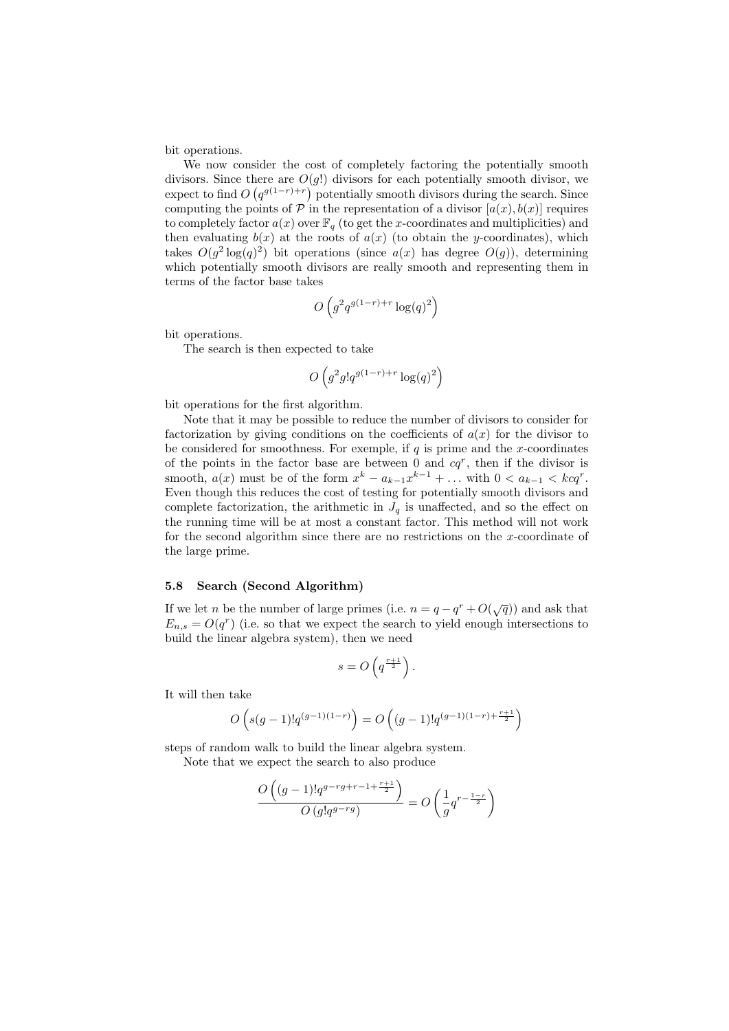bit operations.

We now consider the cost of completely factoring the potentially smooth divisors. Since there are $O(g!)$ divisors for each potentially smooth divisor, we expect to find $O\left(q^{g(1-r)+r}\right)$ potentially smooth divisors during the search. Since computing the points of $\mathcal{P}$ in the representation of a divisor $[a(x), b(x)]$ requires to completely factor $a(x)$ over $\mathbb{F}_q$ (to get the $x$-coordinates and multiplicities) and then evaluating $b(x)$ at the roots of $a(x)$ (to obtain the $y$-coordinates), which takes $O(g^2 \log(q)^2)$ bit operations (since $a(x)$ has degree $O(g)$), determining which potentially smooth divisors are really smooth and representing them in terms of the factor base takes

$$O\left(g^2 q^{g(1-r)+r} \log(q)^2\right)$$

bit operations.

The search is then expected to take

$$O\left(g^2 g! q^{g(1-r)+r} \log(q)^2\right)$$

bit operations for the first algorithm.

Note that it may be possible to reduce the number of divisors to consider for factorization by giving conditions on the coefficients of $a(x)$ for the divisor to be considered for smoothness. For exemple, if $q$ is prime and the $x$-coordinates of the points in the factor base are between 0 and $cq^r$, then if the divisor is smooth, $a(x)$ must be of the form $x^k - a_{k-1}x^{k-1} + \ldots$ with $0 < a_{k-1} < kcq^r$. Even though this reduces the cost of testing for potentially smooth divisors and complete factorization, the arithmetic in $J_q$ is unaffected, and so the effect on the running time will be at most a constant factor. This method will not work for the second algorithm since there are no restrictions on the $x$-coordinate of the large prime.

### 5.8 Search (Second Algorithm)

If we let $n$ be the number of large primes (i.e. $n = q - q^r + O(\sqrt{q})$) and ask that $E_{n,s} = O(q^r)$ (i.e. so that we expect the search to yield enough intersections to build the linear algebra system), then we need

$$s = O\left(q^{\frac{r+1}{2}}\right).$$

It will then take

$$O\left(s(g-1)! q^{(g-1)(1-r)}\right) = O\left((g-1)! q^{(g-1)(1-r)+\frac{r+1}{2}}\right)$$

steps of random walk to build the linear algebra system.

Note that we expect the search to also produce

$$\frac{O\left((g-1)! q^{g-rg+r-1+\frac{r+1}{2}}\right)}{O\left(g! q^{g-rg}\right)} = O\left(\frac{1}{g} q^{r-\frac{1-r}{2}}\right)$$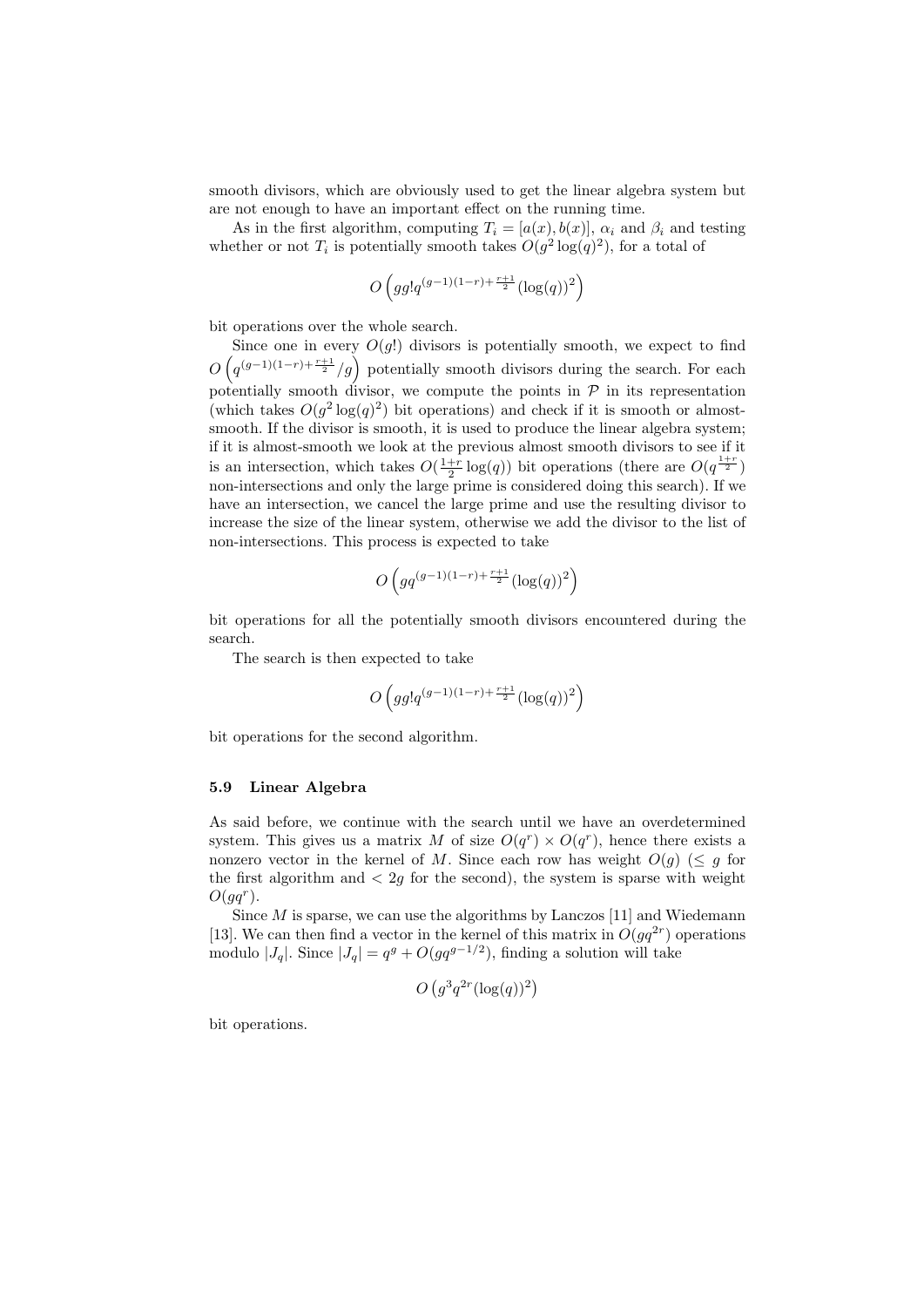smooth divisors, which are obviously used to get the linear algebra system but are not enough to have an important effect on the running time.

As in the first algorithm, computing $T_i = [a(x), b(x)]$, $\alpha_i$ and $\beta_i$ and testing whether or not $T_i$ is potentially smooth takes $O(g^2 \log(q)^2)$, for a total of

$$O\left(gg!q^{(g-1)(1-r)+\frac{r+1}{2}}(\log(q))^2\right)$$

bit operations over the whole search.

Since one in every $O(g!)$ divisors is potentially smooth, we expect to find $O\left(q^{(g-1)(1-r)+\frac{r+1}{2}}/g\right)$ potentially smooth divisors during the search. For each potentially smooth divisor, we compute the points in $\mathcal{P}$ in its representation (which takes $O(g^2 \log(q)^2)$ bit operations) and check if it is smooth or almost-smooth. If the divisor is smooth, it is used to produce the linear algebra system; if it is almost-smooth we look at the previous almost smooth divisors to see if it is an intersection, which takes $O(\frac{1+r}{2}\log(q))$ bit operations (there are $O(q^{\frac{1+r}{2}})$ non-intersections and only the large prime is considered doing this search). If we have an intersection, we cancel the large prime and use the resulting divisor to increase the size of the linear system, otherwise we add the divisor to the list of non-intersections. This process is expected to take

$$O\left(gq^{(g-1)(1-r)+\frac{r+1}{2}}(\log(q))^2\right)$$

bit operations for all the potentially smooth divisors encountered during the search.

The search is then expected to take

$$O\left(gg!q^{(g-1)(1-r)+\frac{r+1}{2}}(\log(q))^2\right)$$

bit operations for the second algorithm.

### 5.9 Linear Algebra

As said before, we continue with the search until we have an overdetermined system. This gives us a matrix $M$ of size $O(q^r) \times O(q^r)$, hence there exists a nonzero vector in the kernel of $M$. Since each row has weight $O(g)$ ($\leq g$ for the first algorithm and $< 2g$ for the second), the system is sparse with weight $O(gq^r)$.

Since $M$ is sparse, we can use the algorithms by Lanczos [11] and Wiedemann [13]. We can then find a vector in the kernel of this matrix in $O(gq^{2r})$ operations modulo $|J_q|$. Since $|J_q| = q^g + O(gq^{g-1/2})$, finding a solution will take

$$O\left(g^3q^{2r}(\log(q))^2\right)$$

bit operations.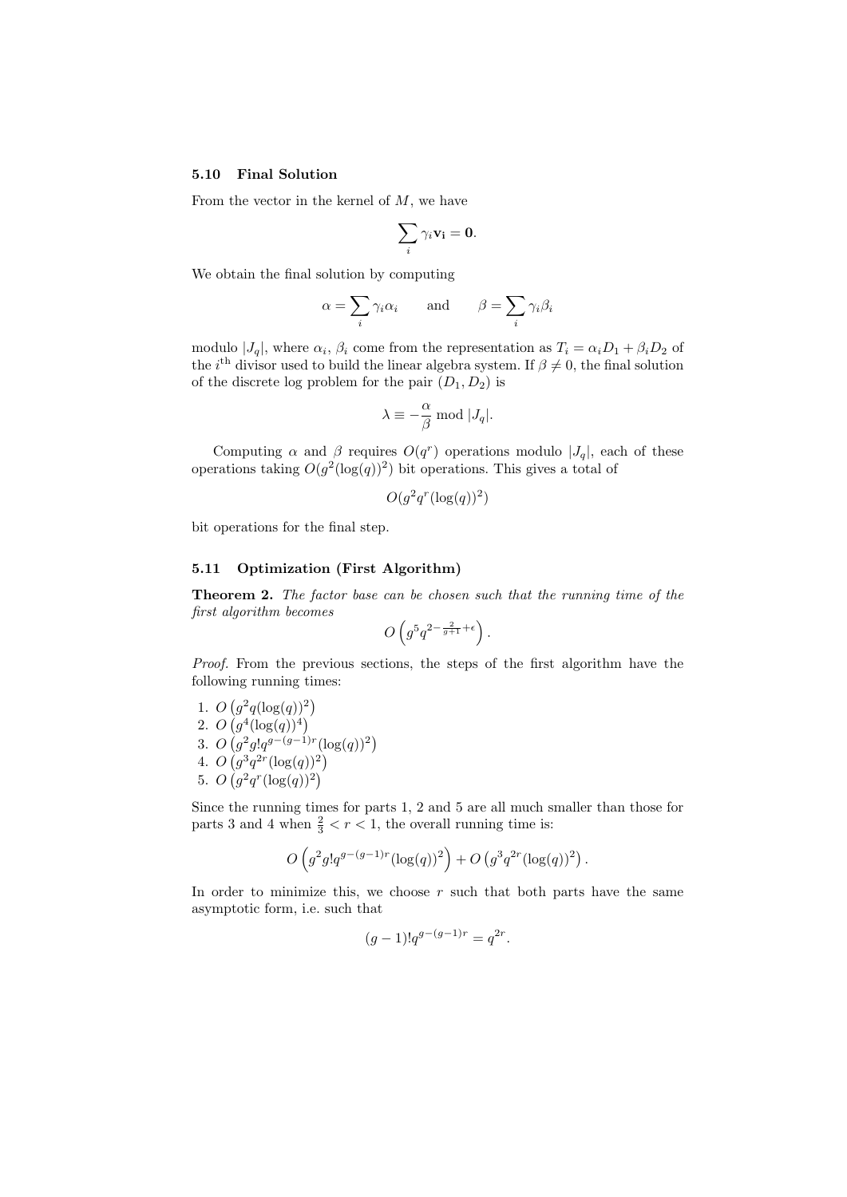### 5.10 Final Solution

From the vector in the kernel of $M$, we have

$$\sum_i \gamma_i \mathbf{v_i} = \mathbf{0}.$$

We obtain the final solution by computing

$$\alpha = \sum_i \gamma_i \alpha_i \qquad \text{and} \qquad \beta = \sum_i \gamma_i \beta_i$$

modulo $|J_q|$, where $\alpha_i$, $\beta_i$ come from the representation as $T_i = \alpha_i D_1 + \beta_i D_2$ of the $i^{\text{th}}$ divisor used to build the linear algebra system. If $\beta \neq 0$, the final solution of the discrete log problem for the pair $(D_1, D_2)$ is

$$\lambda \equiv -\frac{\alpha}{\beta} \bmod |J_q|.$$

Computing $\alpha$ and $\beta$ requires $O(q^r)$ operations modulo $|J_q|$, each of these operations taking $O(g^2(\log(q))^2)$ bit operations. This gives a total of

$$O(g^2 q^r (\log(q))^2)$$

bit operations for the final step.

### 5.11 Optimization (First Algorithm)

**Theorem 2.** *The factor base can be chosen such that the running time of the first algorithm becomes*

$$O\left(g^5 q^{2-\frac{2}{g+1}+\epsilon}\right).$$

*Proof.* From the previous sections, the steps of the first algorithm have the following running times:

1. $O\left(g^2 q (\log(q))^2\right)$
2. $O\left(g^4 (\log(q))^4\right)$
3. $O\left(g^2 g! q^{g-(g-1)r} (\log(q))^2\right)$
4. $O\left(g^3 q^{2r} (\log(q))^2\right)$
5. $O\left(g^2 q^r (\log(q))^2\right)$

Since the running times for parts 1, 2 and 5 are all much smaller than those for parts 3 and 4 when $\frac{2}{3} < r < 1$, the overall running time is:

$$O\left(g^2 g! q^{g-(g-1)r} (\log(q))^2\right) + O\left(g^3 q^{2r} (\log(q))^2\right).$$

In order to minimize this, we choose $r$ such that both parts have the same asymptotic form, i.e. such that

$$(g-1)! q^{g-(g-1)r} = q^{2r}.$$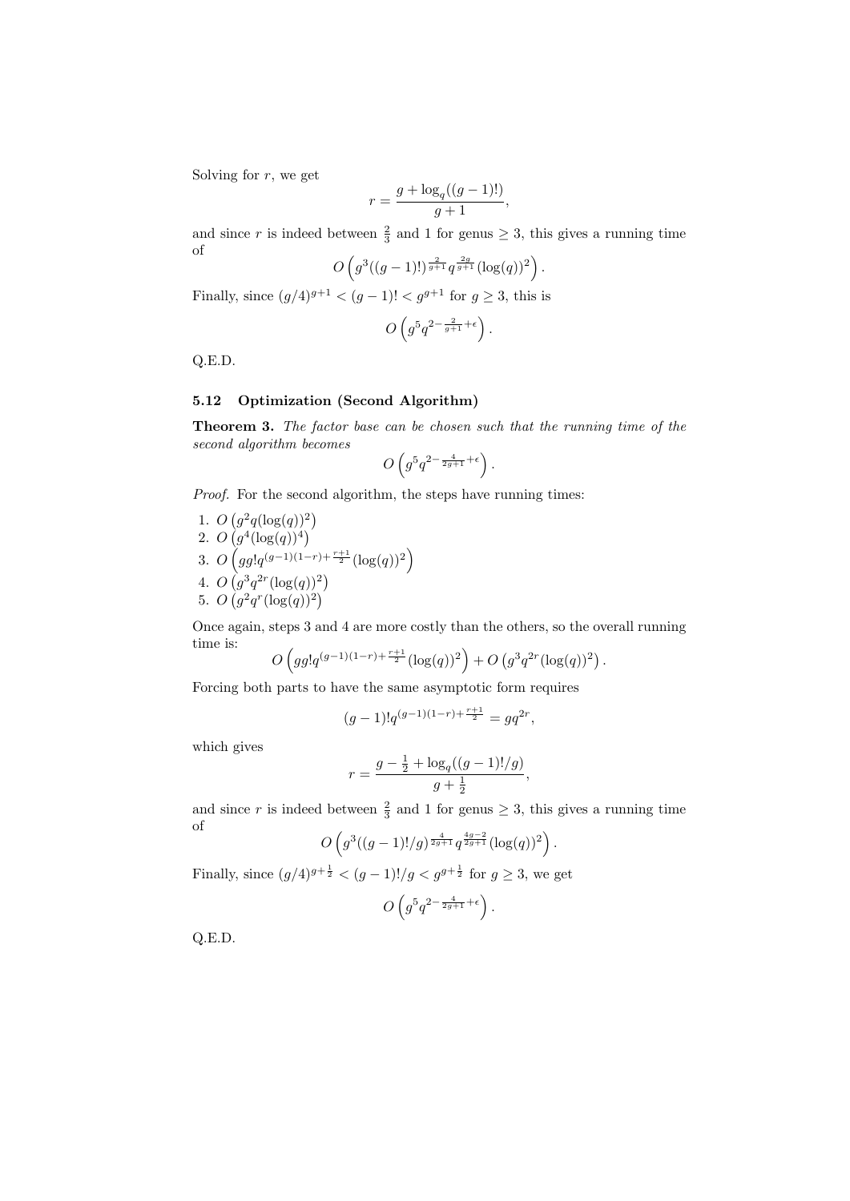Solving for $r$, we get

$$r = \frac{g + \log_q((g-1)!)}{g+1},$$

and since $r$ is indeed between $\frac{2}{3}$ and 1 for genus $\geq 3$, this gives a running time of

$$O\left(g^3((g-1)!)^{\frac{2}{g+1}} q^{\frac{2g}{g+1}} (\log(q))^2\right).$$

Finally, since $(g/4)^{g+1} < (g-1)! < g^{g+1}$ for $g \geq 3$, this is

$$O\left(g^5 q^{2 - \frac{2}{g+1} + \epsilon}\right).$$

Q.E.D.

### 5.12 Optimization (Second Algorithm)

**Theorem 3.** *The factor base can be chosen such that the running time of the second algorithm becomes*

$$O\left(g^5 q^{2 - \frac{4}{2g+1} + \epsilon}\right).$$

*Proof.* For the second algorithm, the steps have running times:

1. $O\left(g^2 q (\log(q))^2\right)$
2. $O\left(g^4 (\log(q))^4\right)$
3. $O\left(g g! q^{(g-1)(1-r) + \frac{r+1}{2}} (\log(q))^2\right)$
4. $O\left(g^3 q^{2r} (\log(q))^2\right)$
5. $O\left(g^2 q^r (\log(q))^2\right)$

Once again, steps 3 and 4 are more costly than the others, so the overall running time is:

$$O\left(g g! q^{(g-1)(1-r) + \frac{r+1}{2}} (\log(q))^2\right) + O\left(g^3 q^{2r} (\log(q))^2\right).$$

Forcing both parts to have the same asymptotic form requires

$$(g-1)! q^{(g-1)(1-r) + \frac{r+1}{2}} = g q^{2r},$$

which gives

$$r = \frac{g - \frac{1}{2} + \log_q((g-1)!/g)}{g + \frac{1}{2}},$$

and since $r$ is indeed between $\frac{2}{3}$ and 1 for genus $\geq 3$, this gives a running time of

$$O\left(g^3((g-1)!/g)^{\frac{4}{2g+1}} q^{\frac{4g-2}{2g+1}} (\log(q))^2\right).$$

Finally, since $(g/4)^{g+\frac{1}{2}} < (g-1)!/g < g^{g+\frac{1}{2}}$ for $g \geq 3$, we get

$$O\left(g^5 q^{2 - \frac{4}{2g+1} + \epsilon}\right).$$

Q.E.D.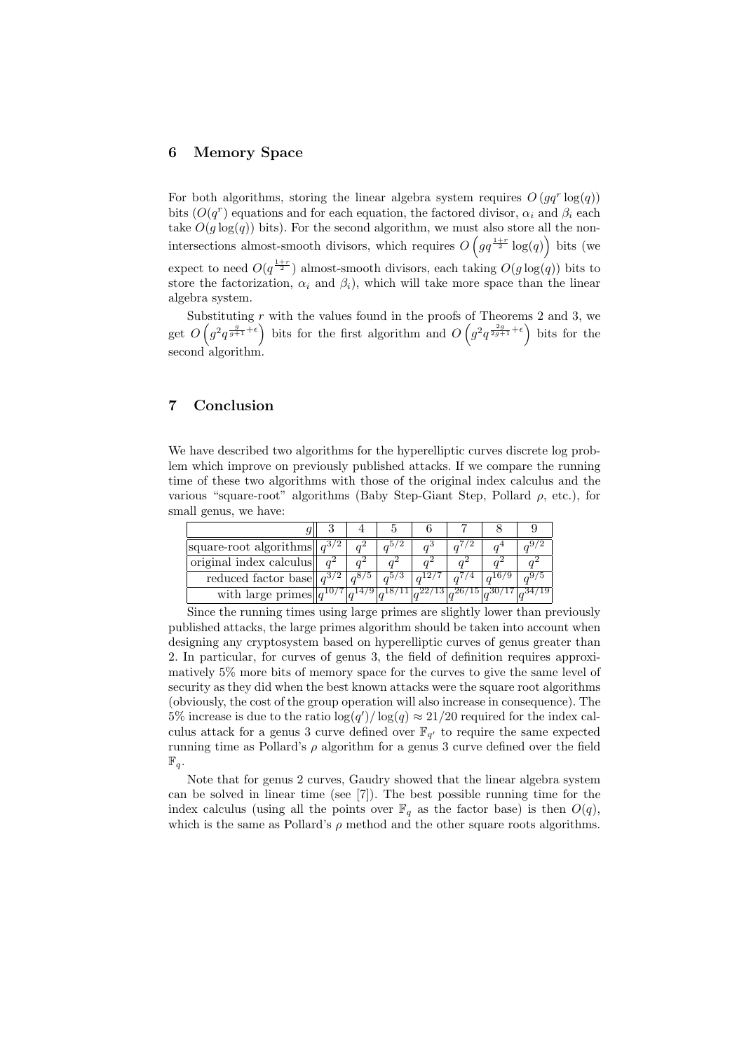## 6 Memory Space

For both algorithms, storing the linear algebra system requires $O\left(gq^r \log(q)\right)$ bits ($O(q^r)$ equations and for each equation, the factored divisor, $\alpha_i$ and $\beta_i$ each take $O(g\log(q))$ bits). For the second algorithm, we must also store all the non-intersections almost-smooth divisors, which requires $O\left(gq^{\frac{1+r}{2}} \log(q)\right)$ bits (we expect to need $O(q^{\frac{1+r}{2}})$ almost-smooth divisors, each taking $O(g\log(q))$ bits to store the factorization, $\alpha_i$ and $\beta_i$), which will take more space than the linear algebra system.

Substituting $r$ with the values found in the proofs of Theorems 2 and 3, we get $O\left(g^2 q^{\frac{g}{g+1}+\epsilon}\right)$ bits for the first algorithm and $O\left(g^2 q^{\frac{2g}{2g+1}+\epsilon}\right)$ bits for the second algorithm.

## 7 Conclusion

We have described two algorithms for the hyperelliptic curves discrete log problem which improve on previously published attacks. If we compare the running time of these two algorithms with those of the original index calculus and the various "square-root" algorithms (Baby Step-Giant Step, Pollard $\rho$, etc.), for small genus, we have:

| $g$ | 3 | 4 | 5 | 6 | 7 | 8 | 9 |
|---|---|---|---|---|---|---|---|
| square-root algorithms | $q^{3/2}$ | $q^2$ | $q^{5/2}$ | $q^3$ | $q^{7/2}$ | $q^4$ | $q^{9/2}$ |
| original index calculus | $q^2$ | $q^2$ | $q^2$ | $q^2$ | $q^2$ | $q^2$ | $q^2$ |
| reduced factor base | $q^{3/2}$ | $q^{8/5}$ | $q^{5/3}$ | $q^{12/7}$ | $q^{7/4}$ | $q^{16/9}$ | $q^{9/5}$ |
| with large primes | $q^{10/7}$ | $q^{14/9}$ | $q^{18/11}$ | $q^{22/13}$ | $q^{26/15}$ | $q^{30/17}$ | $q^{34/19}$ |

Since the running times using large primes are slightly lower than previously published attacks, the large primes algorithm should be taken into account when designing any cryptosystem based on hyperelliptic curves of genus greater than 2. In particular, for curves of genus 3, the field of definition requires approximatively 5% more bits of memory space for the curves to give the same level of security as they did when the best known attacks were the square root algorithms (obviously, the cost of the group operation will also increase in consequence). The 5% increase is due to the ratio $\log(q')/\log(q) \approx 21/20$ required for the index calculus attack for a genus 3 curve defined over $\mathbb{F}_{q'}$ to require the same expected running time as Pollard's $\rho$ algorithm for a genus 3 curve defined over the field $\mathbb{F}_q$.

Note that for genus 2 curves, Gaudry showed that the linear algebra system can be solved in linear time (see [7]). The best possible running time for the index calculus (using all the points over $\mathbb{F}_q$ as the factor base) is then $O(q)$, which is the same as Pollard's $\rho$ method and the other square roots algorithms.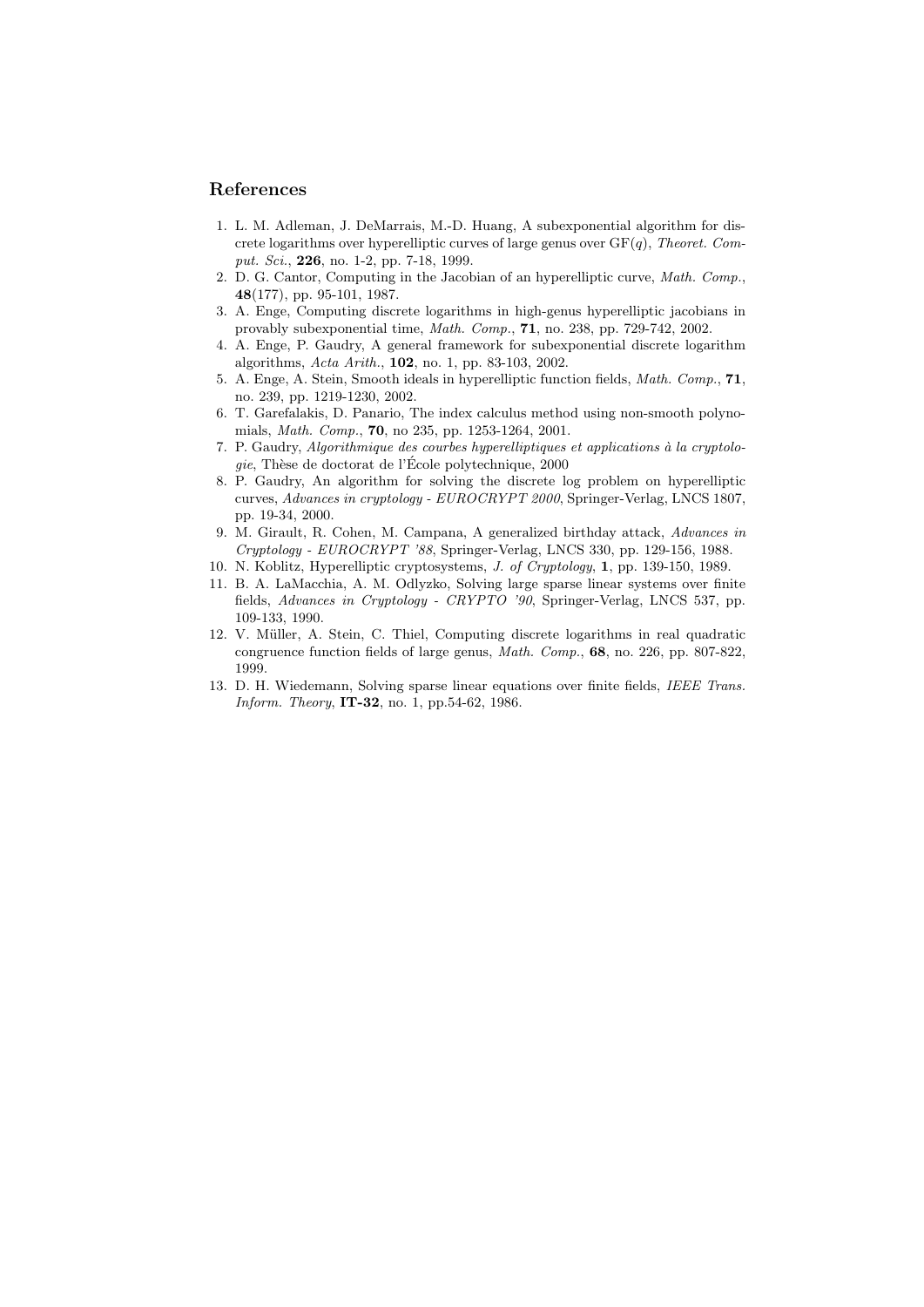## References

1. L. M. Adleman, J. DeMarrais, M.-D. Huang, A subexponential algorithm for discrete logarithms over hyperelliptic curves of large genus over $\mathrm{GF}(q)$, *Theoret. Comput. Sci.*, **226**, no. 1-2, pp. 7-18, 1999.
2. D. G. Cantor, Computing in the Jacobian of an hyperelliptic curve, *Math. Comp.*, **48**(177), pp. 95-101, 1987.
3. A. Enge, Computing discrete logarithms in high-genus hyperelliptic jacobians in provably subexponential time, *Math. Comp.*, **71**, no. 238, pp. 729-742, 2002.
4. A. Enge, P. Gaudry, A general framework for subexponential discrete logarithm algorithms, *Acta Arith.*, **102**, no. 1, pp. 83-103, 2002.
5. A. Enge, A. Stein, Smooth ideals in hyperelliptic function fields, *Math. Comp.*, **71**, no. 239, pp. 1219-1230, 2002.
6. T. Garefalakis, D. Panario, The index calculus method using non-smooth polynomials, *Math. Comp.*, **70**, no 235, pp. 1253-1264, 2001.
7. P. Gaudry, *Algorithmique des courbes hyperelliptiques et applications à la cryptologie*, Thèse de doctorat de l'École polytechnique, 2000
8. P. Gaudry, An algorithm for solving the discrete log problem on hyperelliptic curves, *Advances in cryptology - EUROCRYPT 2000*, Springer-Verlag, LNCS 1807, pp. 19-34, 2000.
9. M. Girault, R. Cohen, M. Campana, A generalized birthday attack, *Advances in Cryptology - EUROCRYPT '88*, Springer-Verlag, LNCS 330, pp. 129-156, 1988.
10. N. Koblitz, Hyperelliptic cryptosystems, *J. of Cryptology*, **1**, pp. 139-150, 1989.
11. B. A. LaMacchia, A. M. Odlyzko, Solving large sparse linear systems over finite fields, *Advances in Cryptology - CRYPTO '90*, Springer-Verlag, LNCS 537, pp. 109-133, 1990.
12. V. Müller, A. Stein, C. Thiel, Computing discrete logarithms in real quadratic congruence function fields of large genus, *Math. Comp.*, **68**, no. 226, pp. 807-822, 1999.
13. D. H. Wiedemann, Solving sparse linear equations over finite fields, *IEEE Trans. Inform. Theory*, **IT-32**, no. 1, pp.54-62, 1986.